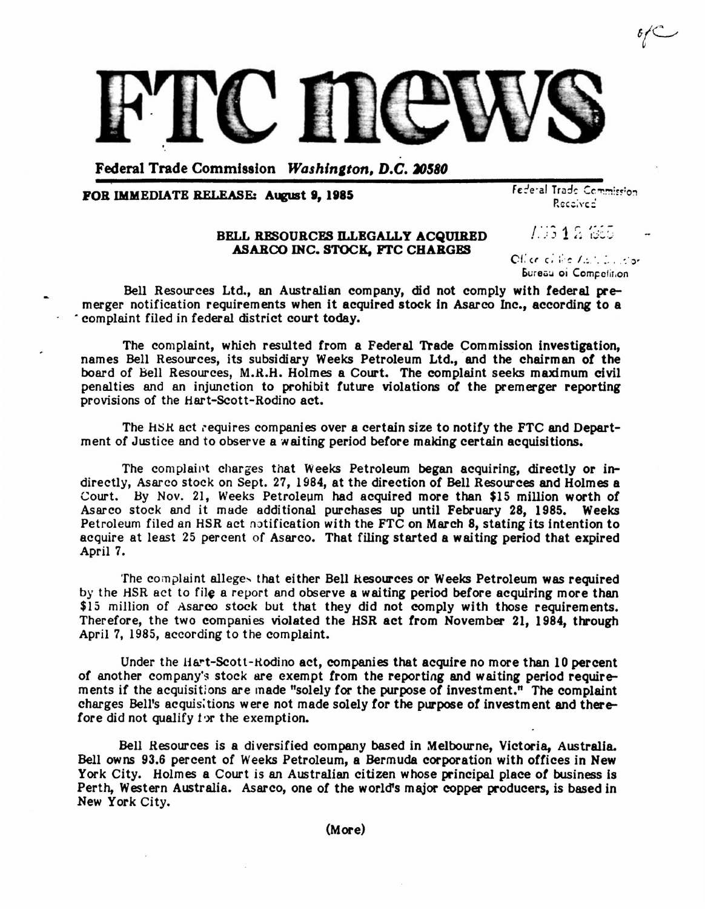# FTC news

**Federal Trade Commission** *Washington, D.C. 20580*

**FOR IMMEDIATE RELEASE: August 9, 1985**

Federal Trade Commission Received AUG 12 1985 Office of the Assistant Director Bureau of Competition

## BELL RESOURCES ILLEGALLY ACQUIRED ASARCO INC. STOCK, FTC CHARGES

Bell Resources Ltd., an Australian company, did not comply with federal premerger notification requirements when it acquired stock in Asarco Inc., according to a complaint filed in federal district court today.

The complaint, which resulted from a Federal Trade Commission investigation, names Bell Resources, its subsidiary Weeks Petroleum Ltd., and the chairman of the board of Bell Resources, M.R.H. Holmes a Court. The complaint seeks maximum civil penalties and an injunction to prohibit future violations of the premerger reporting provisions of the Hart-Scott-Rodino act.

The HSR act requires companies over a certain size to notify the FTC and Department of Justice and to observe a waiting period before making certain acquisitions.

The complaint charges that Weeks Petroleum began acquiring, directly or indirectly, Asarco stock on Sept. 27, 1984, at the direction of Bell Resources and Holmes a Court. By Nov. 21, Weeks Petroleum had acquired more than $15 million worth of Asarco stock and it made additional purchases up until February 28, 1985. Weeks Petroleum filed an HSR act notification with the FTC on March 8, stating its intention to acquire at least 25 percent of Asarco. That filing started a waiting period that expired April 7.

The complaint alleges that either Bell Resources or Weeks Petroleum was required by the HSR act to file a report and observe a waiting period before acquiring more than $15 million of Asarco stock but that they did not comply with those requirements. Therefore, the two companies violated the HSR act from November 21, 1984, through April 7, 1985, according to the complaint.

Under the Hart-Scott-Rodino act, companies that acquire no more than 10 percent of another company's stock are exempt from the reporting and waiting period requirements if the acquisitions are made "solely for the purpose of investment." The complaint charges Bell's acquisitions were not made solely for the purpose of investment and therefore did not qualify for the exemption.

Bell Resources is a diversified company based in Melbourne, Victoria, Australia. Bell owns 93.6 percent of Weeks Petroleum, a Bermuda corporation with offices in New York City. Holmes a Court is an Australian citizen whose principal place of business is Perth, Western Australia. Asarco, one of the world's major copper producers, is based in New York City.

(More)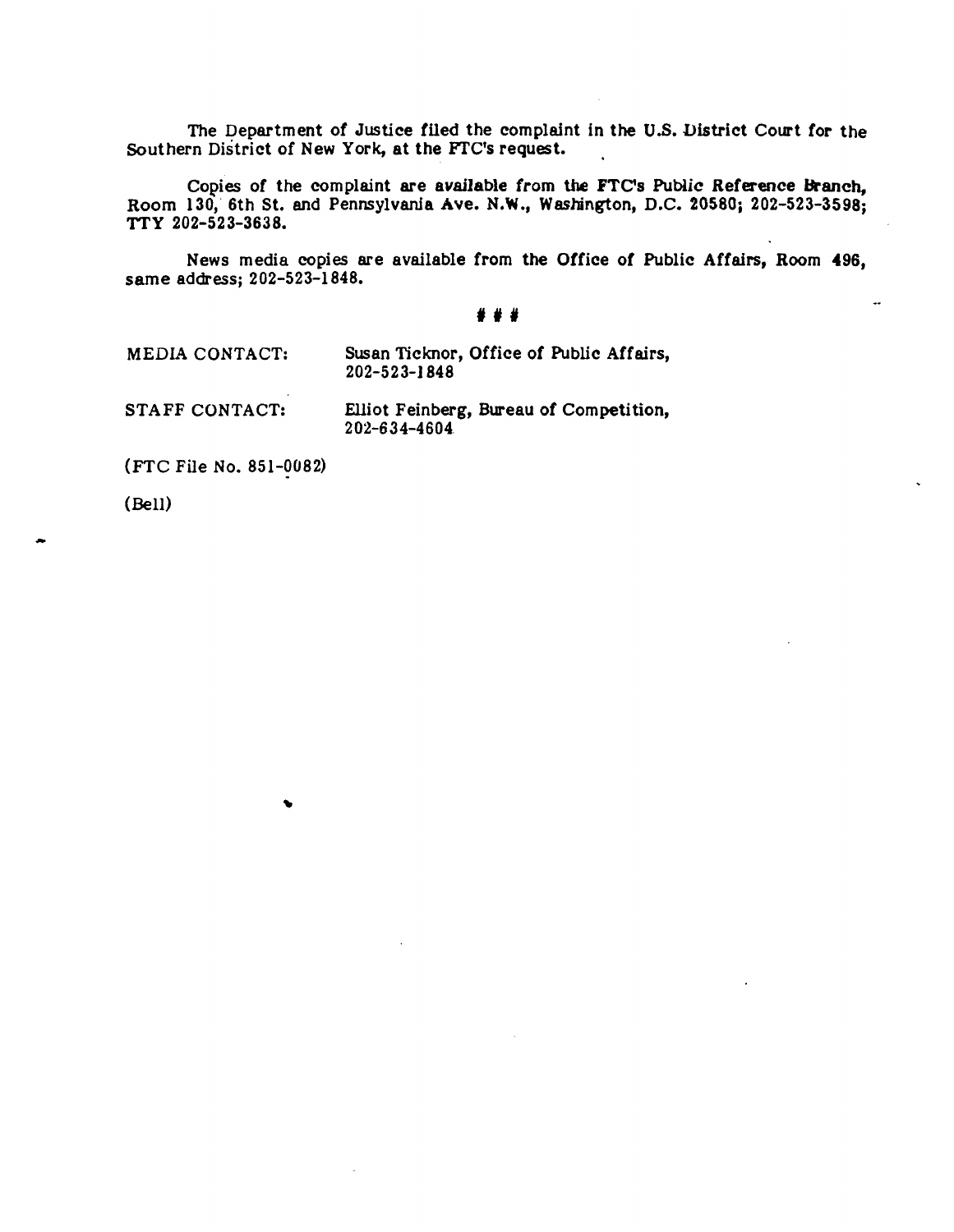The Department of Justice filed the complaint in the U.S. District Court for the Southern District of New York, at the FTC's request.

Copies of the complaint are available from the FTC's Public Reference Branch, Room 130, 6th St. and Pennsylvania Ave. N.W., Washington, D.C. 20580; 202-523-3598; TTY 202-523-3638.

News media copies are available from the Office of Public Affairs, Room 496, same address; 202-523-1848.

# # #

| | |
|---|---|
| MEDIA CONTACT: | Susan Ticknor, Office of Public Affairs, 202-523-1848 |
| STAFF CONTACT: | Elliot Feinberg, Bureau of Competition, 202-634-4604 |

(FTC File No. 851-0082)

(Bell)